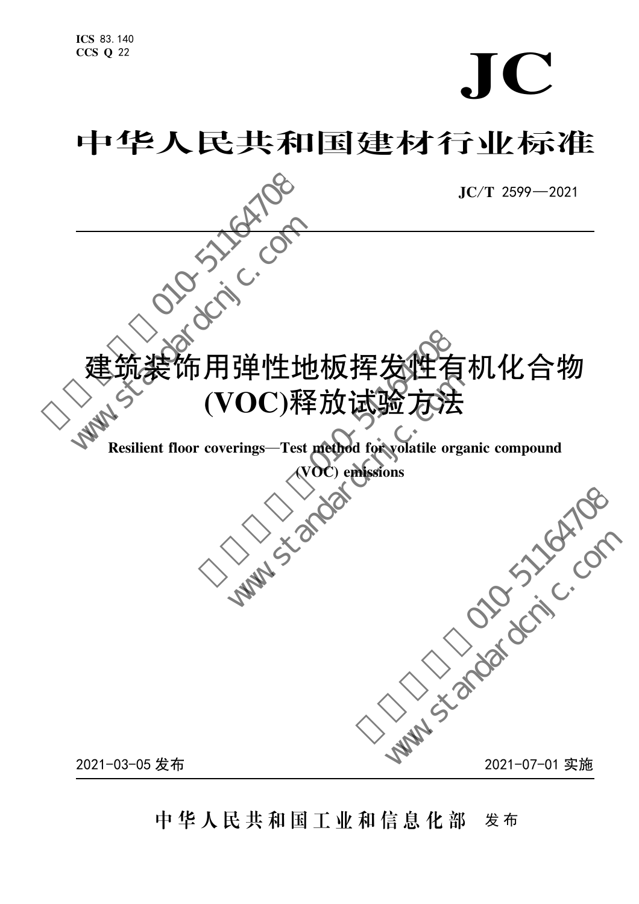ICS 83.140
CCS Q 22

# JC

# 中华人民共和国建材行业标准

JC/T 2599—2021

# 建筑装饰用弹性地板挥发性有机化合物(VOC)释放试验方法

**Resilient floor coverings—Test method for volatile organic compound (VOC) emissions**

2021-03-05 发布

2021-07-01 实施

中华人民共和国工业和信息化部 发布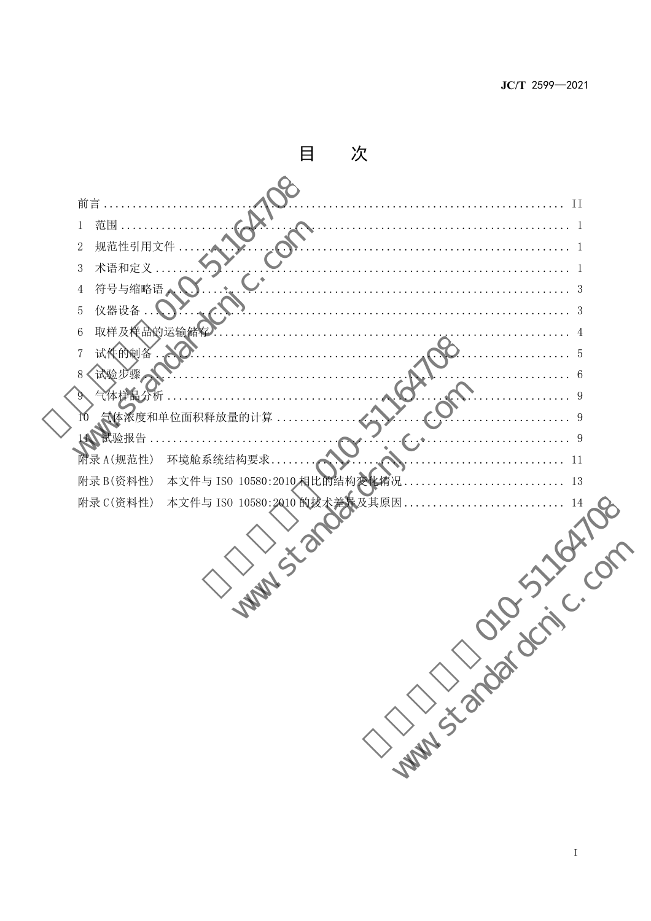# 目　　次

前言 .......................................................................... II

1　范围 ........................................................................ 1

2　规范性引用文件 .............................................................. 1

3　术语和定义 .................................................................. 1

4　符号与缩略语 ................................................................ 3

5　仪器设备 .................................................................... 3

6　取样及样品的运输储存 ........................................................ 4

7　试件的制备 .................................................................. 5

8　试验步骤 .................................................................... 6

9　气体样品分析 ................................................................ 9

10　气体浓度和单位面积释放量的计算 .............................................. 9

11　试验报告 ................................................................... 9

附录A(规范性)　环境舱系统结构要求 .............................................. 11

附录B(资料性)　本文件与ISO 10580:2010相比的结构变化情况 ........................ 13

附录C(资料性)　本文件与ISO 10580:2010的技术差异及其原因 ........................ 14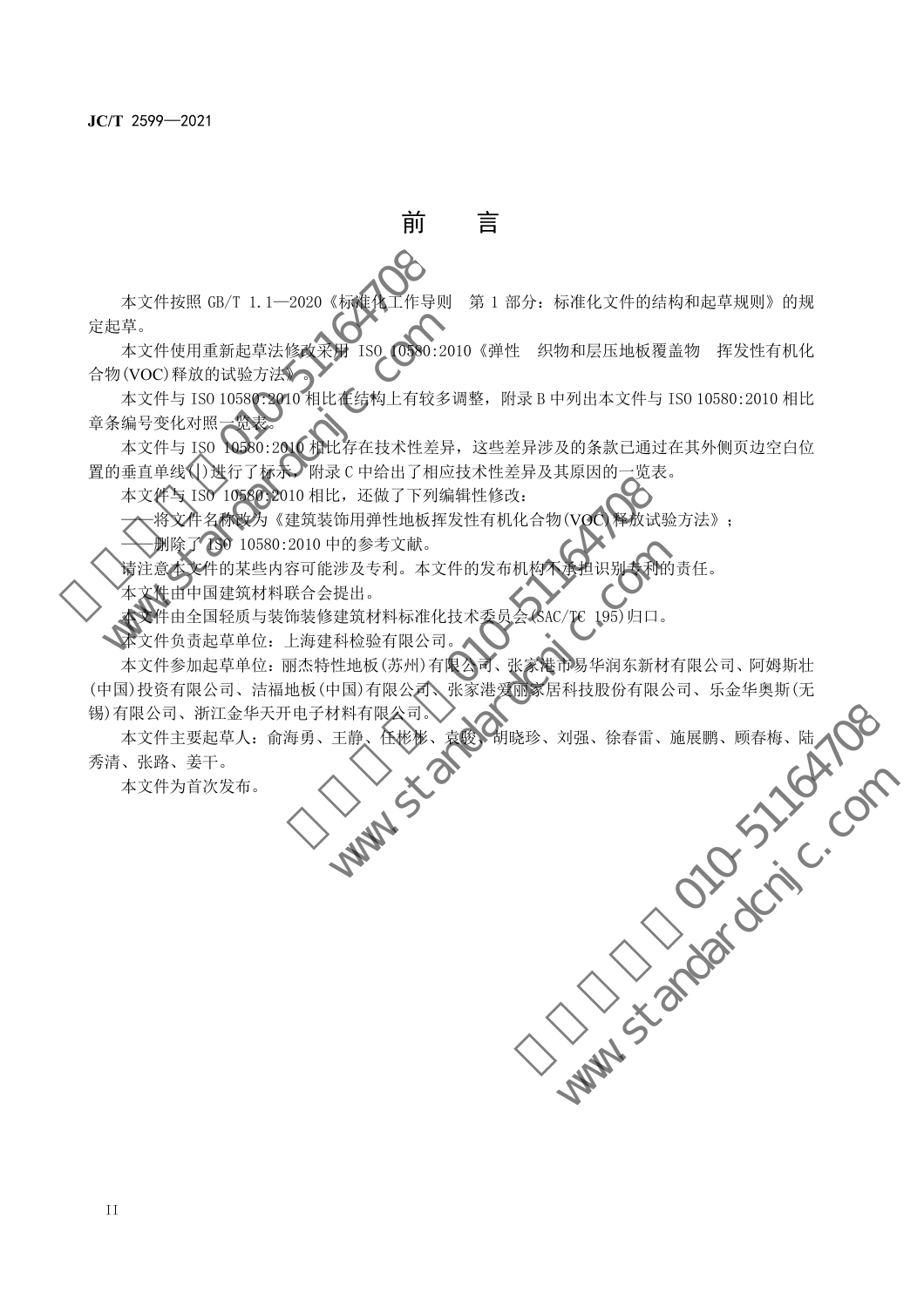# 前　言

本文件按照 GB/T 1.1—2020《标准化工作导则　第 1 部分：标准化文件的结构和起草规则》的规定起草。

本文件使用重新起草法修改采用 ISO 10580:2010《弹性　织物和层压地板覆盖物　挥发性有机化合物(VOC)释放的试验方法》。

本文件与 ISO 10580:2010 相比在结构上有较多调整，附录 B 中列出本文件与 ISO 10580:2010 相比章条编号变化对照一览表。

本文件与 ISO 10580:2010 相比存在技术性差异，这些差异涉及的条款已通过在其外侧页边空白位置的垂直单线(|)进行了标示，附录 C 中给出了相应技术性差异及其原因的一览表。

本文件与 ISO 10580:2010 相比，还做了下列编辑性修改：

——将文件名称改为《建筑装饰用弹性地板挥发性有机化合物(VOC)释放试验方法》；

——删除了 ISO 10580:2010 中的参考文献。

请注意本文件的某些内容可能涉及专利。本文件的发布机构不承担识别专利的责任。

本文件由中国建筑材料联合会提出。

本文件由全国轻质与装饰装修建筑材料标准化技术委员会(SAC/TC 195)归口。

本文件负责起草单位：上海建科检验有限公司。

本文件参加起草单位：丽杰特性地板(苏州)有限公司、张家港市易华润东新材有限公司、阿姆斯壮(中国)投资有限公司、洁福地板(中国)有限公司、张家港爱丽家居科技股份有限公司、乐金华奥斯(无锡)有限公司、浙江金华天开电子材料有限公司。

本文件主要起草人：俞海勇、王静、任彬彬、袁骏、胡晓珍、刘强、徐春雷、施展鹏、顾春梅、陆秀清、张路、姜干。

本文件为首次发布。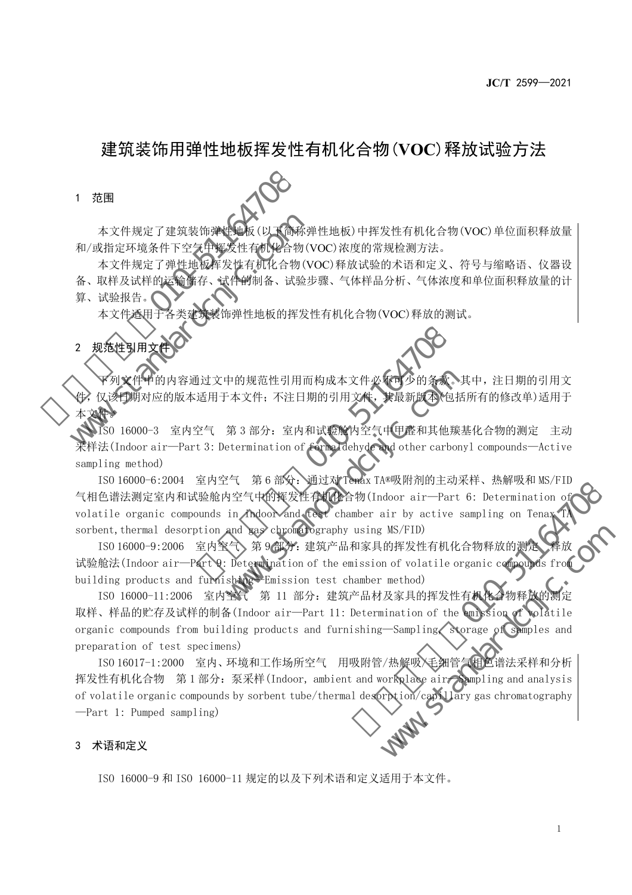# 建筑装饰用弹性地板挥发性有机化合物(VOC)释放试验方法

## 1 范围

本文件规定了建筑装饰弹性地板(以下简称弹性地板)中挥发性有机化合物(VOC)单位面积释放量和/或指定环境条件下空气中挥发性有机化合物(VOC)浓度的常规检测方法。

本文件规定了弹性地板挥发性有机化合物(VOC)释放试验的术语和定义、符号与缩略语、仪器设备、取样及试样的运输储存、试件的制备、试验步骤、气体样品分析、气体浓度和单位面积释放量的计算、试验报告。

本文件适用于各类建筑装饰弹性地板的挥发性有机化合物(VOC)释放的测试。

## 2 规范性引用文件

下列文件中的内容通过文中的规范性引用而构成本文件必不可少的条款。其中，注日期的引用文件，仅该日期对应的版本适用于本文件；不注日期的引用文件，其最新版本(包括所有的修改单)适用于本文件。

ISO 16000-3 室内空气 第3部分：室内和试验舱内空气中甲醛和其他羰基化合物的测定 主动采样法(Indoor air—Part 3: Determination of formaldehyde and other carbonyl compounds—Active sampling method)

ISO 16000-6:2004 室内空气 第6部分：通过对Tenax TA®吸附剂的主动采样、热解吸和MS/FID气相色谱法测定室内和试验舱内空气中的挥发性有机化合物(Indoor air—Part 6: Determination of volatile organic compounds in indoor and test chamber air by active sampling on Tenax TA sorbent,thermal desorption and gas chromatography using MS/FID)

ISO 16000-9:2006 室内空气 第9部分：建筑产品和家具的挥发性有机化合物释放的测定 释放试验舱法(Indoor air—Part 9: Determination of the emission of volatile organic compounds from building products and furnishing—Emission test chamber method)

ISO 16000-11:2006 室内空气 第11部分：建筑产品材及家具的挥发性有机化合物释放的测定 取样、样品的贮存及试样的制备(Indoor air—Part 11: Determination of the emission of volatile organic compounds from building products and furnishing—Sampling, storage of samples and preparation of test specimens)

ISO 16017-1:2000 室内、环境和工作场所空气 用吸附管/热解吸/毛细管气相色谱法采样和分析挥发性有机化合物 第1部分：泵采样(Indoor, ambient and workplace air—Sampling and analysis of volatile organic compounds by sorbent tube/thermal desorption/capillary gas chromatography—Part 1: Pumped sampling)

## 3 术语和定义

ISO 16000-9和ISO 16000-11规定的以及下列术语和定义适用于本文件。